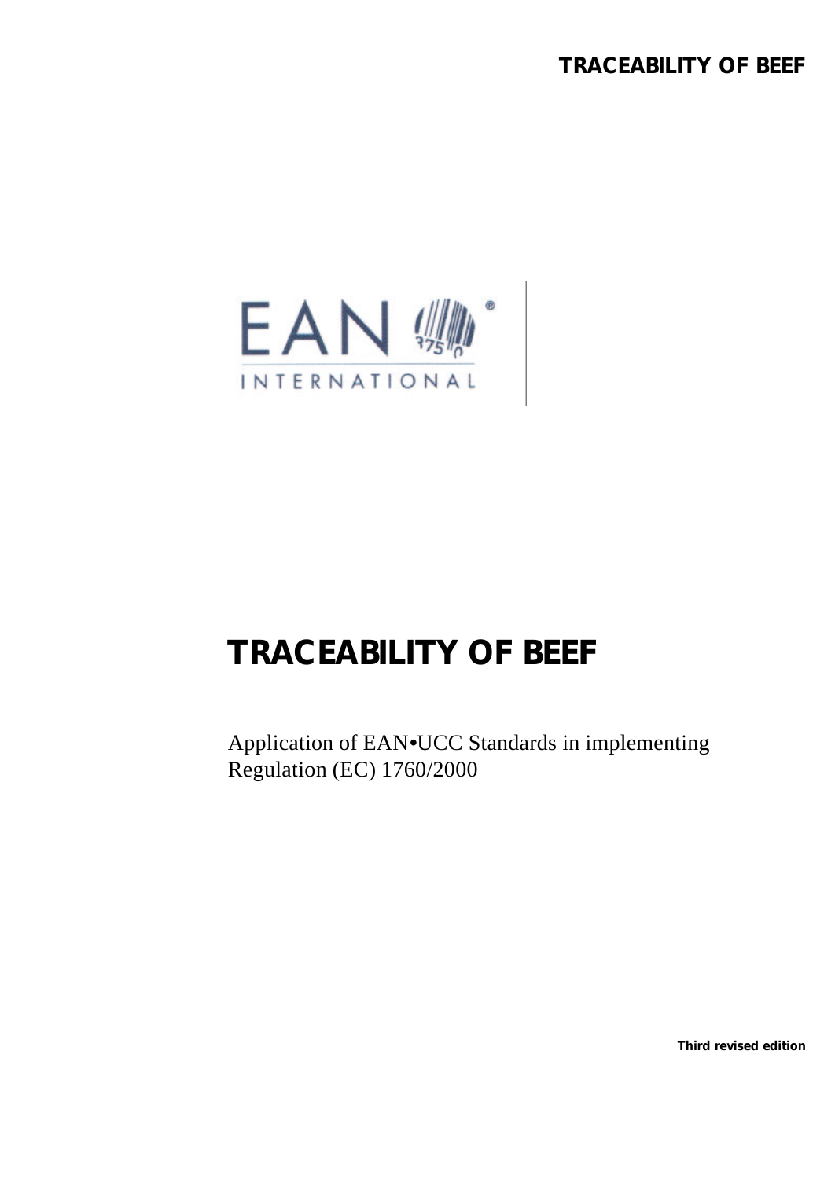# TRACEABILITY OF BEEF

Application of EAN•UCC Standards in implementing Regulation (EC) 1760/2000

**Third revised edition**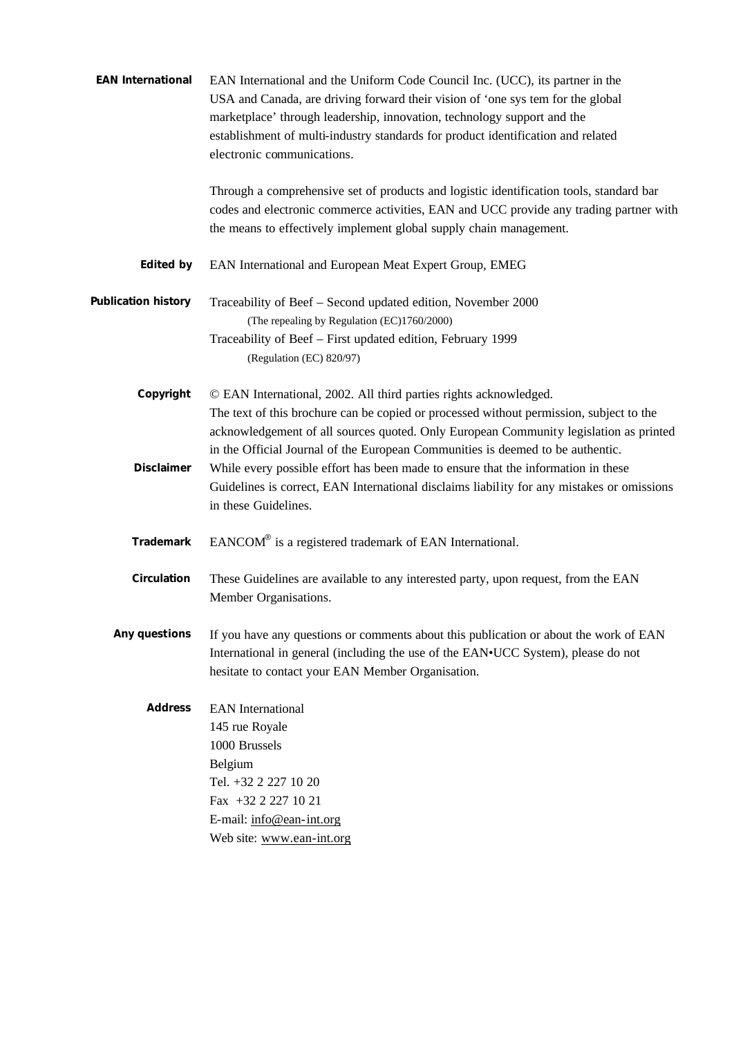**EAN International**

EAN International and the Uniform Code Council Inc. (UCC), its partner in the USA and Canada, are driving forward their vision of 'one sys tem for the global marketplace' through leadership, innovation, technology support and the establishment of multi-industry standards for product identification and related electronic communications.

Through a comprehensive set of products and logistic identification tools, standard bar codes and electronic commerce activities, EAN and UCC provide any trading partner with the means to effectively implement global supply chain management.

**Edited by**

EAN International and European Meat Expert Group, EMEG

**Publication history**

Traceability of Beef – Second updated edition, November 2000
(The repealing by Regulation (EC)1760/2000)
Traceability of Beef – First updated edition, February 1999
(Regulation (EC) 820/97)

**Copyright**

© EAN International, 2002. All third parties rights acknowledged.
The text of this brochure can be copied or processed without permission, subject to the acknowledgement of all sources quoted. Only European Community legislation as printed in the Official Journal of the European Communities is deemed to be authentic.

**Disclaimer**

While every possible effort has been made to ensure that the information in these Guidelines is correct, EAN International disclaims liability for any mistakes or omissions in these Guidelines.

**Trademark**

EANCOM® is a registered trademark of EAN International.

**Circulation**

These Guidelines are available to any interested party, upon request, from the EAN Member Organisations.

**Any questions**

If you have any questions or comments about this publication or about the work of EAN International in general (including the use of the EAN•UCC System), please do not hesitate to contact your EAN Member Organisation.

**Address**

EAN International
145 rue Royale
1000 Brussels
Belgium
Tel. +32 2 227 10 20
Fax +32 2 227 10 21
E-mail: info@ean-int.org
Web site: www.ean-int.org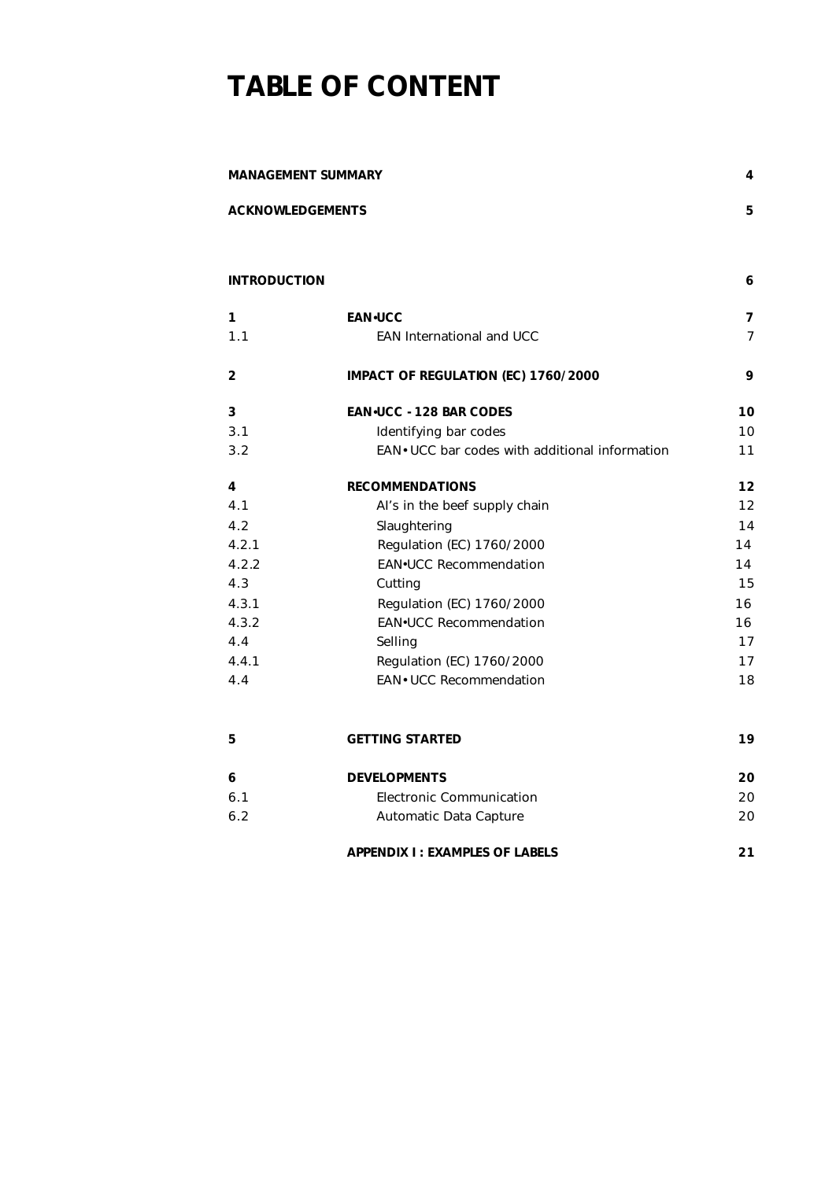# TABLE OF CONTENT

| | | |
|---|---|---|
| **MANAGEMENT SUMMARY** | | **4** |
| **ACKNOWLEDGEMENTS** | | **5** |
| **INTRODUCTION** | | **6** |
| **1** | **EAN•UCC** | **7** |
| 1.1 | EAN International and UCC | 7 |
| **2** | **IMPACT OF REGULATION (EC) 1760/2000** | **9** |
| **3** | **EAN•UCC - 128 BAR CODES** | **10** |
| 3.1 | Identifying bar codes | 10 |
| 3.2 | EAN• UCC bar codes with additional information | 11 |
| **4** | **RECOMMENDATIONS** | **12** |
| 4.1 | AI's in the beef supply chain | 12 |
| 4.2 | Slaughtering | 14 |
| 4.2.1 | Regulation (EC) 1760/2000 | 14 |
| 4.2.2 | EAN•UCC Recommendation | 14 |
| 4.3 | Cutting | 15 |
| 4.3.1 | Regulation (EC) 1760/2000 | 16 |
| 4.3.2 | EAN•UCC Recommendation | 16 |
| 4.4 | Selling | 17 |
| 4.4.1 | Regulation (EC) 1760/2000 | 17 |
| 4.4 | EAN• UCC Recommendation | 18 |
| **5** | **GETTING STARTED** | **19** |
| **6** | **DEVELOPMENTS** | **20** |
| 6.1 | Electronic Communication | 20 |
| 6.2 | Automatic Data Capture | 20 |
| | **APPENDIX I : EXAMPLES OF LABELS** | **21** |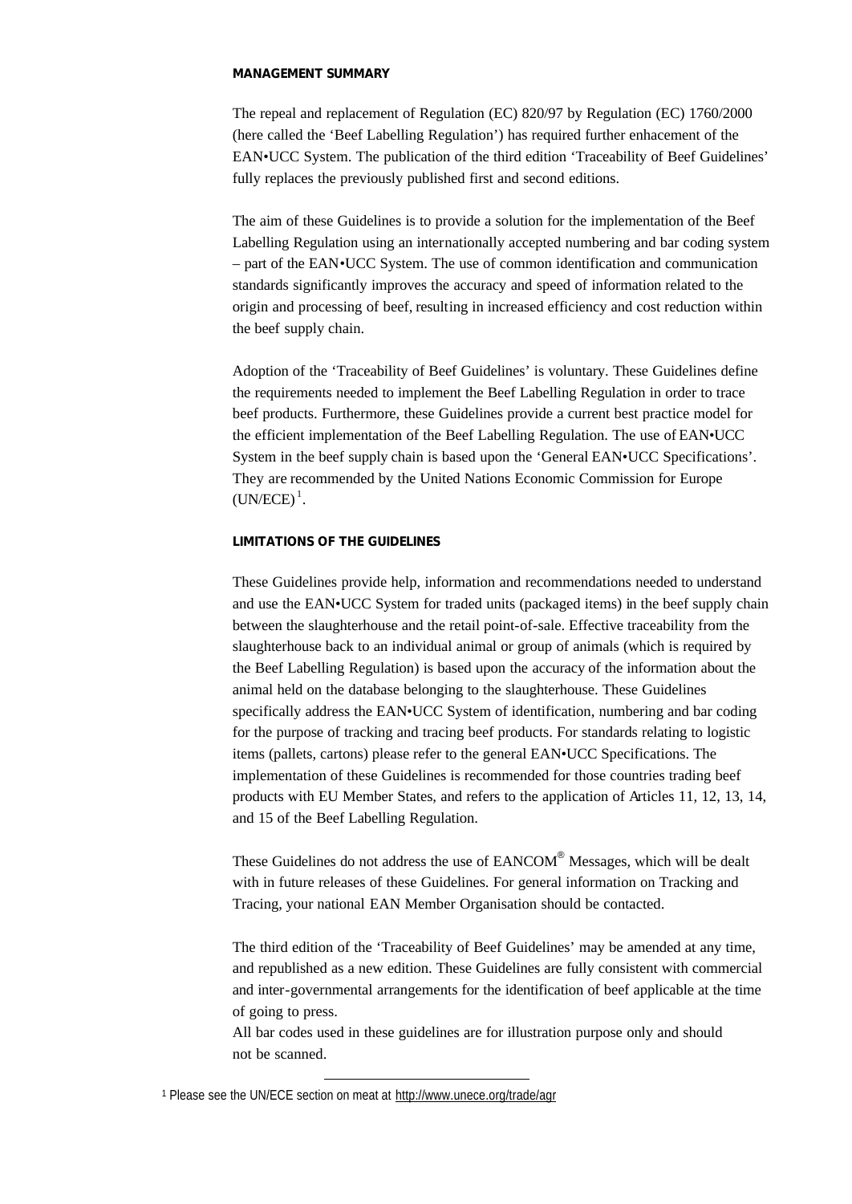## MANAGEMENT SUMMARY

The repeal and replacement of Regulation (EC) 820/97 by Regulation (EC) 1760/2000 (here called the 'Beef Labelling Regulation') has required further enhacement of the EAN•UCC System. The publication of the third edition 'Traceability of Beef Guidelines' fully replaces the previously published first and second editions.

The aim of these Guidelines is to provide a solution for the implementation of the Beef Labelling Regulation using an internationally accepted numbering and bar coding system – part of the EAN•UCC System. The use of common identification and communication standards significantly improves the accuracy and speed of information related to the origin and processing of beef, resulting in increased efficiency and cost reduction within the beef supply chain.

Adoption of the 'Traceability of Beef Guidelines' is voluntary. These Guidelines define the requirements needed to implement the Beef Labelling Regulation in order to trace beef products. Furthermore, these Guidelines provide a current best practice model for the efficient implementation of the Beef Labelling Regulation. The use of EAN•UCC System in the beef supply chain is based upon the 'General EAN•UCC Specifications'. They are recommended by the United Nations Economic Commission for Europe (UN/ECE)[1].

## LIMITATIONS OF THE GUIDELINES

These Guidelines provide help, information and recommendations needed to understand and use the EAN•UCC System for traded units (packaged items) in the beef supply chain between the slaughterhouse and the retail point-of-sale. Effective traceability from the slaughterhouse back to an individual animal or group of animals (which is required by the Beef Labelling Regulation) is based upon the accuracy of the information about the animal held on the database belonging to the slaughterhouse. These Guidelines specifically address the EAN•UCC System of identification, numbering and bar coding for the purpose of tracking and tracing beef products. For standards relating to logistic items (pallets, cartons) please refer to the general EAN•UCC Specifications. The implementation of these Guidelines is recommended for those countries trading beef products with EU Member States, and refers to the application of Articles 11, 12, 13, 14, and 15 of the Beef Labelling Regulation.

These Guidelines do not address the use of EANCOM® Messages, which will be dealt with in future releases of these Guidelines. For general information on Tracking and Tracing, your national EAN Member Organisation should be contacted.

The third edition of the 'Traceability of Beef Guidelines' may be amended at any time, and republished as a new edition. These Guidelines are fully consistent with commercial and inter-governmental arrangements for the identification of beef applicable at the time of going to press.

All bar codes used in these guidelines are for illustration purpose only and should not be scanned.

[1] Please see the UN/ECE section on meat at http://www.unece.org/trade/agr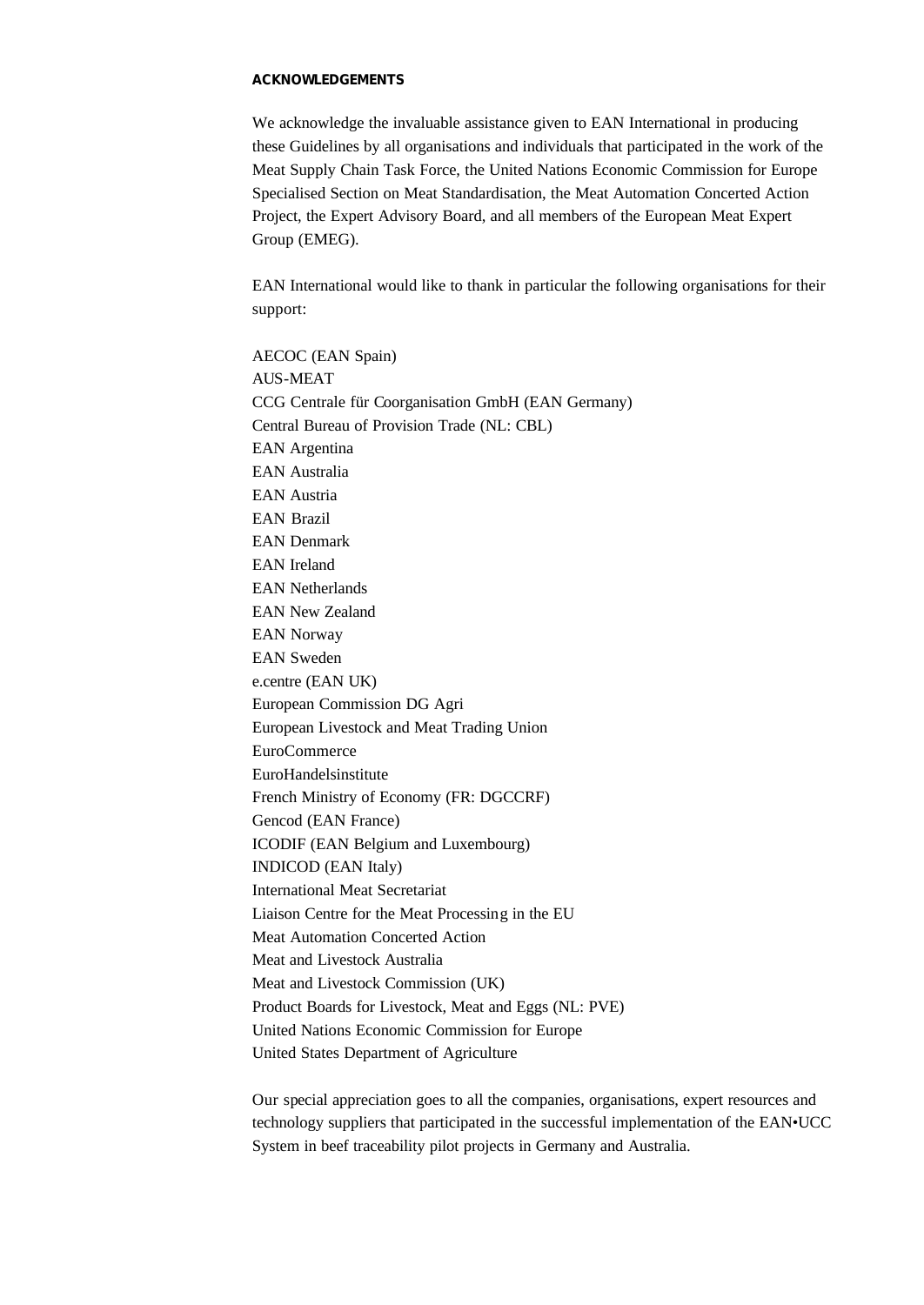**ACKNOWLEDGEMENTS**

We acknowledge the invaluable assistance given to EAN International in producing these Guidelines by all organisations and individuals that participated in the work of the Meat Supply Chain Task Force, the United Nations Economic Commission for Europe Specialised Section on Meat Standardisation, the Meat Automation Concerted Action Project, the Expert Advisory Board, and all members of the European Meat Expert Group (EMEG).

EAN International would like to thank in particular the following organisations for their support:

AECOC (EAN Spain)
AUS-MEAT
CCG Centrale für Coorganisation GmbH (EAN Germany)
Central Bureau of Provision Trade (NL: CBL)
EAN Argentina
EAN Australia
EAN Austria
EAN Brazil
EAN Denmark
EAN Ireland
EAN Netherlands
EAN New Zealand
EAN Norway
EAN Sweden
e.centre (EAN UK)
European Commission DG Agri
European Livestock and Meat Trading Union
EuroCommerce
EuroHandelsinstitute
French Ministry of Economy (FR: DGCCRF)
Gencod (EAN France)
ICODIF (EAN Belgium and Luxembourg)
INDICOD (EAN Italy)
International Meat Secretariat
Liaison Centre for the Meat Processing in the EU
Meat Automation Concerted Action
Meat and Livestock Australia
Meat and Livestock Commission (UK)
Product Boards for Livestock, Meat and Eggs (NL: PVE)
United Nations Economic Commission for Europe
United States Department of Agriculture

Our special appreciation goes to all the companies, organisations, expert resources and technology suppliers that participated in the successful implementation of the EAN•UCC System in beef traceability pilot projects in Germany and Australia.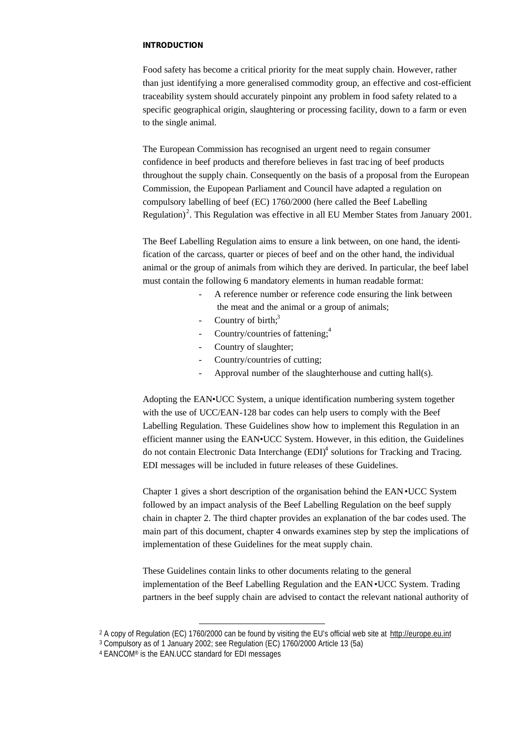**INTRODUCTION**

Food safety has become a critical priority for the meat supply chain. However, rather than just identifying a more generalised commodity group, an effective and cost-efficient traceability system should accurately pinpoint any problem in food safety related to a specific geographical origin, slaughtering or processing facility, down to a farm or even to the single animal.

The European Commission has recognised an urgent need to regain consumer confidence in beef products and therefore believes in fast tracing of beef products throughout the supply chain. Consequently on the basis of a proposal from the European Commission, the Eupopean Parliament and Council have adapted a regulation on compulsory labelling of beef (EC) 1760/2000 (here called the Beef Labelling Regulation)[2]. This Regulation was effective in all EU Member States from January 2001.

The Beef Labelling Regulation aims to ensure a link between, on one hand, the identification of the carcass, quarter or pieces of beef and on the other hand, the individual animal or the group of animals from wihich they are derived. In particular, the beef label must contain the following 6 mandatory elements in human readable format:

- A reference number or reference code ensuring the link between the meat and the animal or a group of animals;
- Country of birth;[3]
- Country/countries of fattening;[4]
- Country of slaughter;
- Country/countries of cutting;
- Approval number of the slaughterhouse and cutting hall(s).

Adopting the EAN•UCC System, a unique identification numbering system together with the use of UCC/EAN-128 bar codes can help users to comply with the Beef Labelling Regulation. These Guidelines show how to implement this Regulation in an efficient manner using the EAN•UCC System. However, in this edition, the Guidelines do not contain Electronic Data Interchange (EDI)[4] solutions for Tracking and Tracing. EDI messages will be included in future releases of these Guidelines.

Chapter 1 gives a short description of the organisation behind the EAN•UCC System followed by an impact analysis of the Beef Labelling Regulation on the beef supply chain in chapter 2. The third chapter provides an explanation of the bar codes used. The main part of this document, chapter 4 onwards examines step by step the implications of implementation of these Guidelines for the meat supply chain.

These Guidelines contain links to other documents relating to the general implementation of the Beef Labelling Regulation and the EAN•UCC System. Trading partners in the beef supply chain are advised to contact the relevant national authority of

---

[2] A copy of Regulation (EC) 1760/2000 can be found by visiting the EU's official web site at http://europe.eu.int

[3] Compulsory as of 1 January 2002; see Regulation (EC) 1760/2000 Article 13 (5a)

[4] EANCOM® is the EAN.UCC standard for EDI messages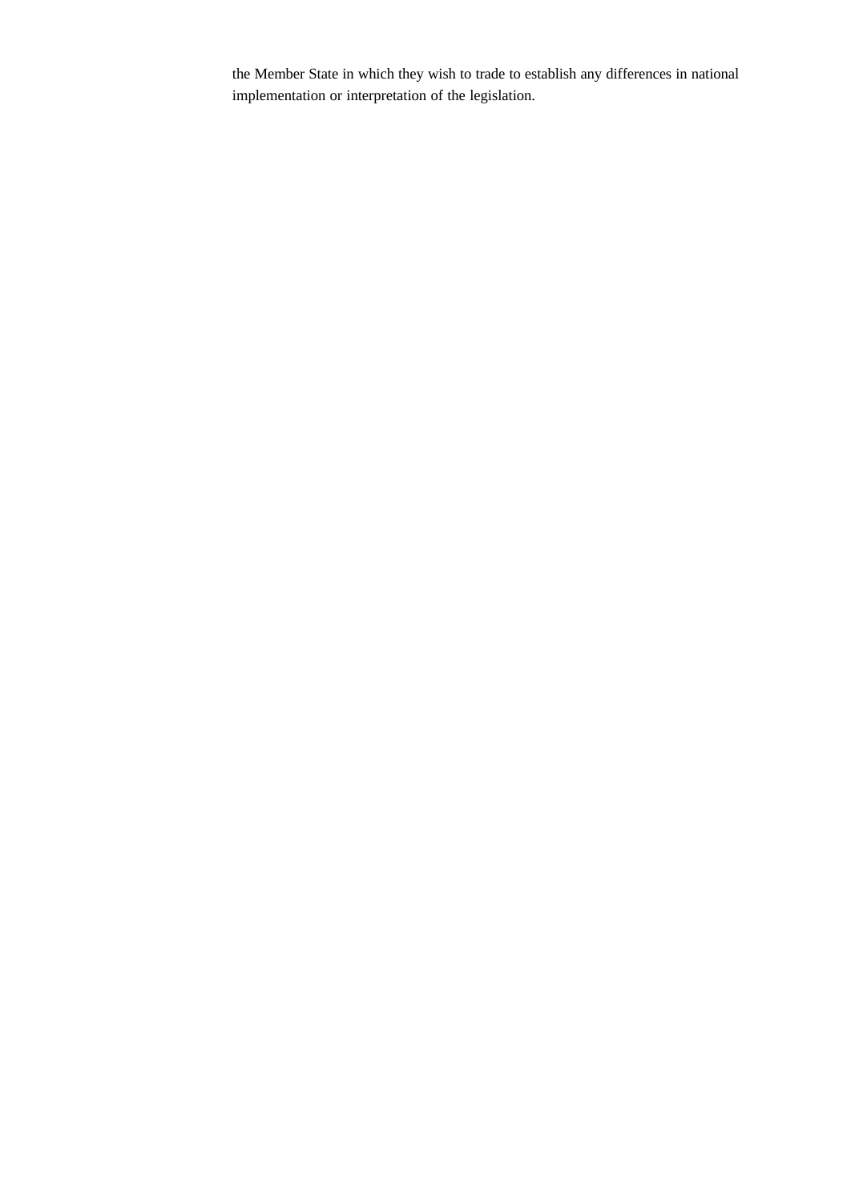the Member State in which they wish to trade to establish any differences in national implementation or interpretation of the legislation.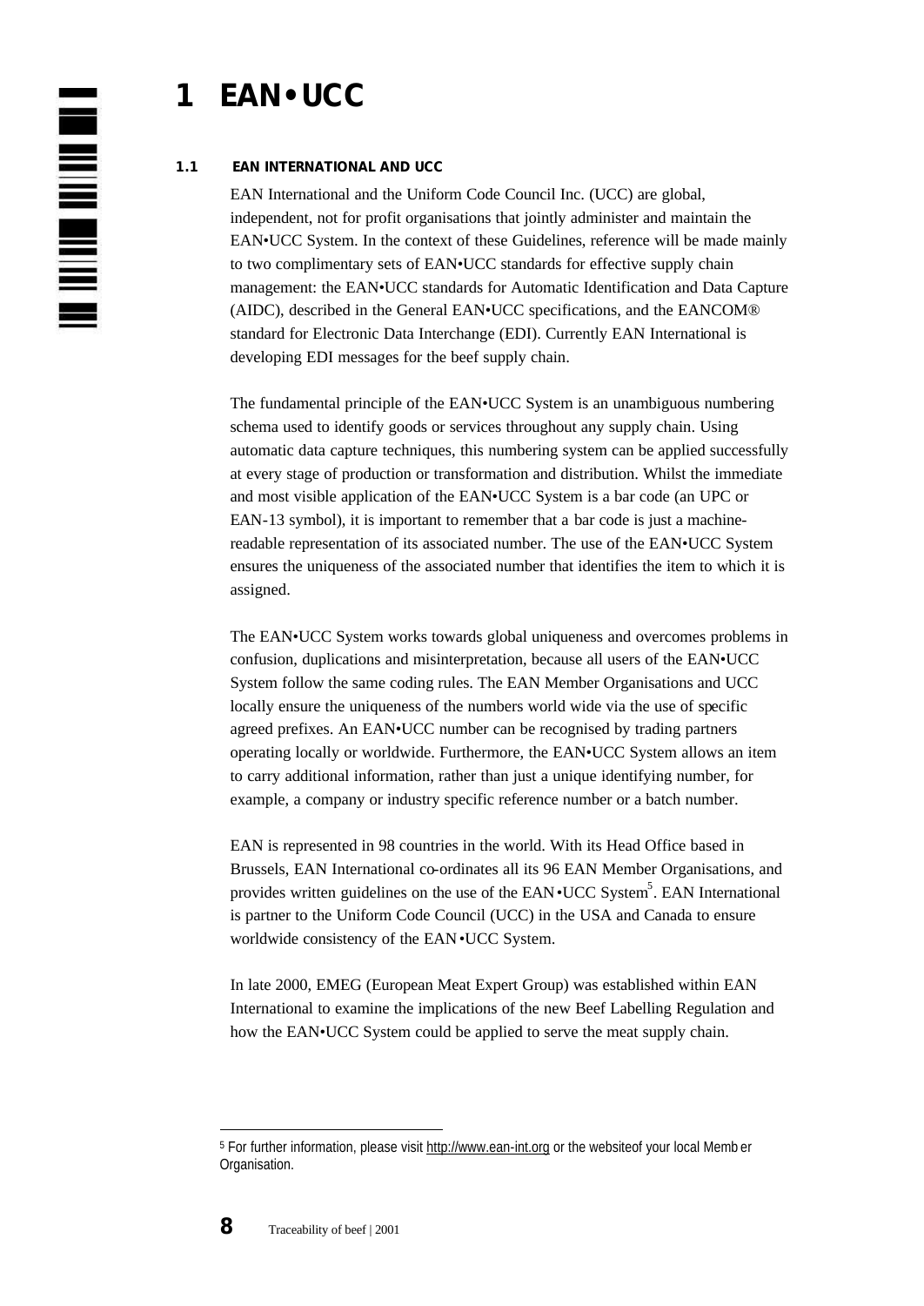# 1 EAN•UCC

## 1.1 EAN INTERNATIONAL AND UCC

EAN International and the Uniform Code Council Inc. (UCC) are global, independent, not for profit organisations that jointly administer and maintain the EAN•UCC System. In the context of these Guidelines, reference will be made mainly to two complimentary sets of EAN•UCC standards for effective supply chain management: the EAN•UCC standards for Automatic Identification and Data Capture (AIDC), described in the General EAN•UCC specifications, and the EANCOM® standard for Electronic Data Interchange (EDI). Currently EAN International is developing EDI messages for the beef supply chain.

The fundamental principle of the EAN•UCC System is an unambiguous numbering schema used to identify goods or services throughout any supply chain. Using automatic data capture techniques, this numbering system can be applied successfully at every stage of production or transformation and distribution. Whilst the immediate and most visible application of the EAN•UCC System is a bar code (an UPC or EAN-13 symbol), it is important to remember that a bar code is just a machine-readable representation of its associated number. The use of the EAN•UCC System ensures the uniqueness of the associated number that identifies the item to which it is assigned.

The EAN•UCC System works towards global uniqueness and overcomes problems in confusion, duplications and misinterpretation, because all users of the EAN•UCC System follow the same coding rules. The EAN Member Organisations and UCC locally ensure the uniqueness of the numbers world wide via the use of specific agreed prefixes. An EAN•UCC number can be recognised by trading partners operating locally or worldwide. Furthermore, the EAN•UCC System allows an item to carry additional information, rather than just a unique identifying number, for example, a company or industry specific reference number or a batch number.

EAN is represented in 98 countries in the world. With its Head Office based in Brussels, EAN International co-ordinates all its 96 EAN Member Organisations, and provides written guidelines on the use of the EAN•UCC System[5]. EAN International is partner to the Uniform Code Council (UCC) in the USA and Canada to ensure worldwide consistency of the EAN•UCC System.

In late 2000, EMEG (European Meat Expert Group) was established within EAN International to examine the implications of the new Beef Labelling Regulation and how the EAN•UCC System could be applied to serve the meat supply chain.

---

[5] For further information, please visit http://www.ean-int.org or the websiteof your local Memb er Organisation.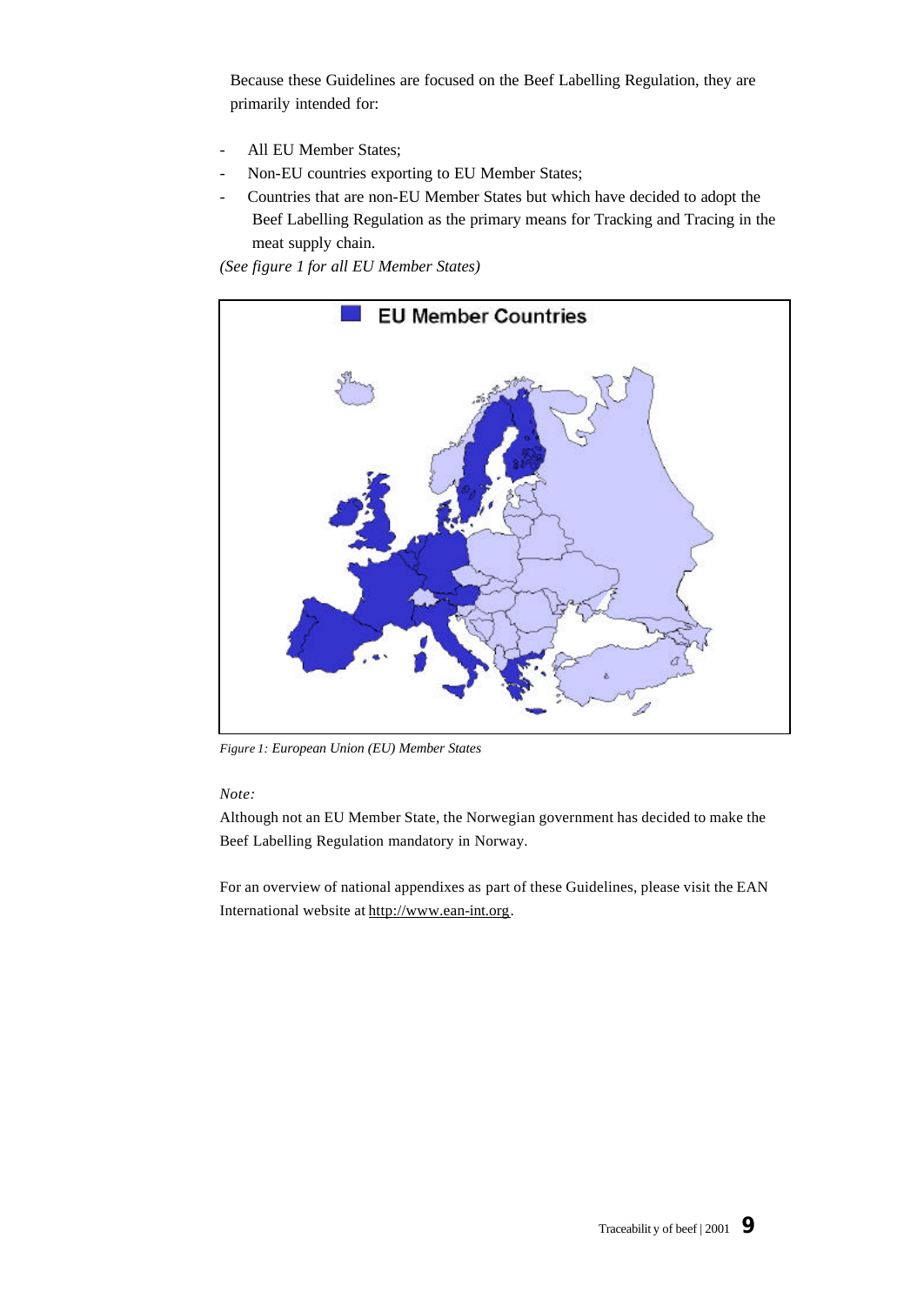Because these Guidelines are focused on the Beef Labelling Regulation, they are primarily intended for:

- All EU Member States;
- Non-EU countries exporting to EU Member States;
- Countries that are non-EU Member States but which have decided to adopt the Beef Labelling Regulation as the primary means for Tracking and Tracing in the meat supply chain.

*(See figure 1 for all EU Member States)*

*Figure 1: European Union (EU) Member States*

*Note:*

Although not an EU Member State, the Norwegian government has decided to make the Beef Labelling Regulation mandatory in Norway.

For an overview of national appendixes as part of these Guidelines, please visit the EAN International website at http://www.ean-int.org.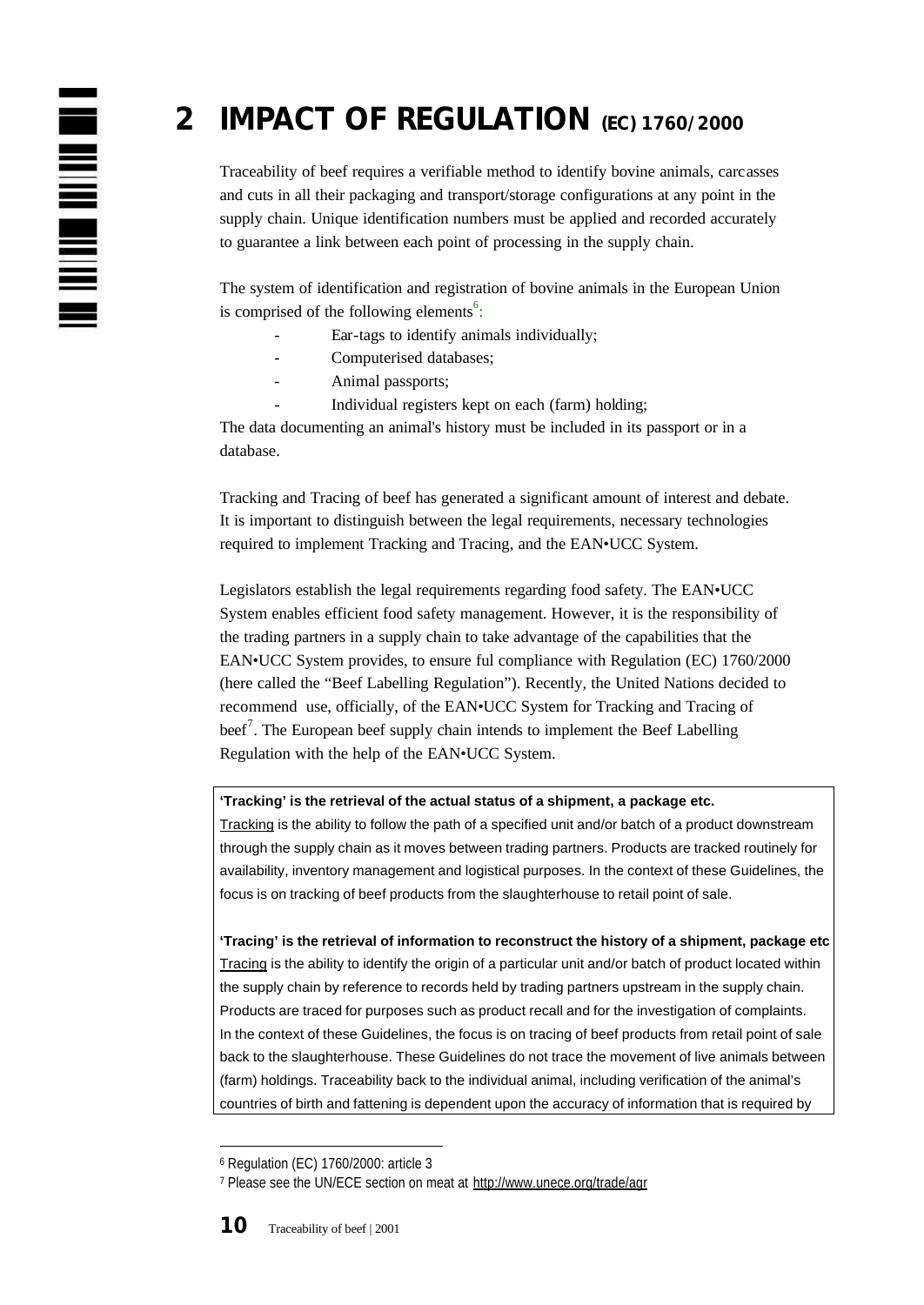# 2 IMPACT OF REGULATION (EC) 1760/2000

Traceability of beef requires a verifiable method to identify bovine animals, carcasses and cuts in all their packaging and transport/storage configurations at any point in the supply chain. Unique identification numbers must be applied and recorded accurately to guarantee a link between each point of processing in the supply chain.

The system of identification and registration of bovine animals in the European Union is comprised of the following elements[6]:

- Ear-tags to identify animals individually;
- Computerised databases;
- Animal passports;
- Individual registers kept on each (farm) holding;

The data documenting an animal's history must be included in its passport or in a database.

Tracking and Tracing of beef has generated a significant amount of interest and debate. It is important to distinguish between the legal requirements, necessary technologies required to implement Tracking and Tracing, and the EAN•UCC System.

Legislators establish the legal requirements regarding food safety. The EAN•UCC System enables efficient food safety management. However, it is the responsibility of the trading partners in a supply chain to take advantage of the capabilities that the EAN•UCC System provides, to ensure ful compliance with Regulation (EC) 1760/2000 (here called the "Beef Labelling Regulation"). Recently, the United Nations decided to recommend use, officially, of the EAN•UCC System for Tracking and Tracing of beef[7]. The European beef supply chain intends to implement the Beef Labelling Regulation with the help of the EAN•UCC System.

**'Tracking' is the retrieval of the actual status of a shipment, a package etc.**
Tracking is the ability to follow the path of a specified unit and/or batch of a product downstream through the supply chain as it moves between trading partners. Products are tracked routinely for availability, inventory management and logistical purposes. In the context of these Guidelines, the focus is on tracking of beef products from the slaughterhouse to retail point of sale.

**'Tracing' is the retrieval of information to reconstruct the history of a shipment, package etc**
Tracing is the ability to identify the origin of a particular unit and/or batch of product located within the supply chain by reference to records held by trading partners upstream in the supply chain. Products are traced for purposes such as product recall and for the investigation of complaints. In the context of these Guidelines, the focus is on tracing of beef products from retail point of sale back to the slaughterhouse. These Guidelines do not trace the movement of live animals between (farm) holdings. Traceability back to the individual animal, including verification of the animal's countries of birth and fattening is dependent upon the accuracy of information that is required by

---

[6] Regulation (EC) 1760/2000: article 3

[7] Please see the UN/ECE section on meat at http://www.unece.org/trade/agr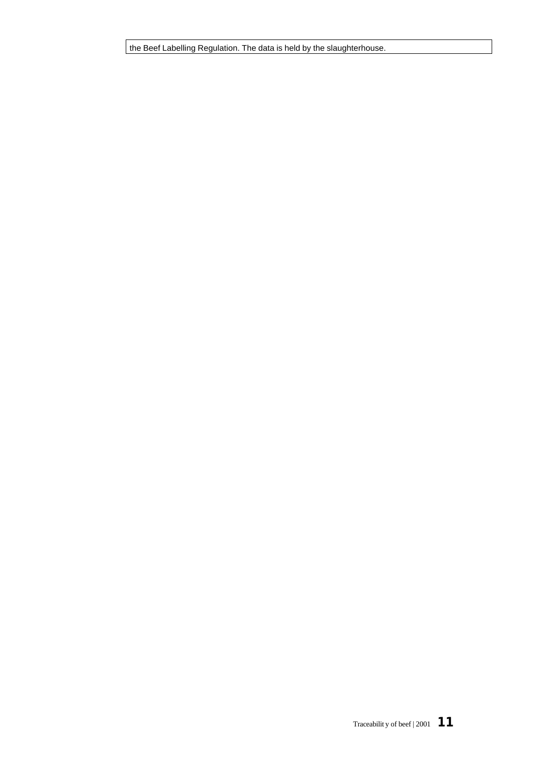the Beef Labelling Regulation. The data is held by the slaughterhouse.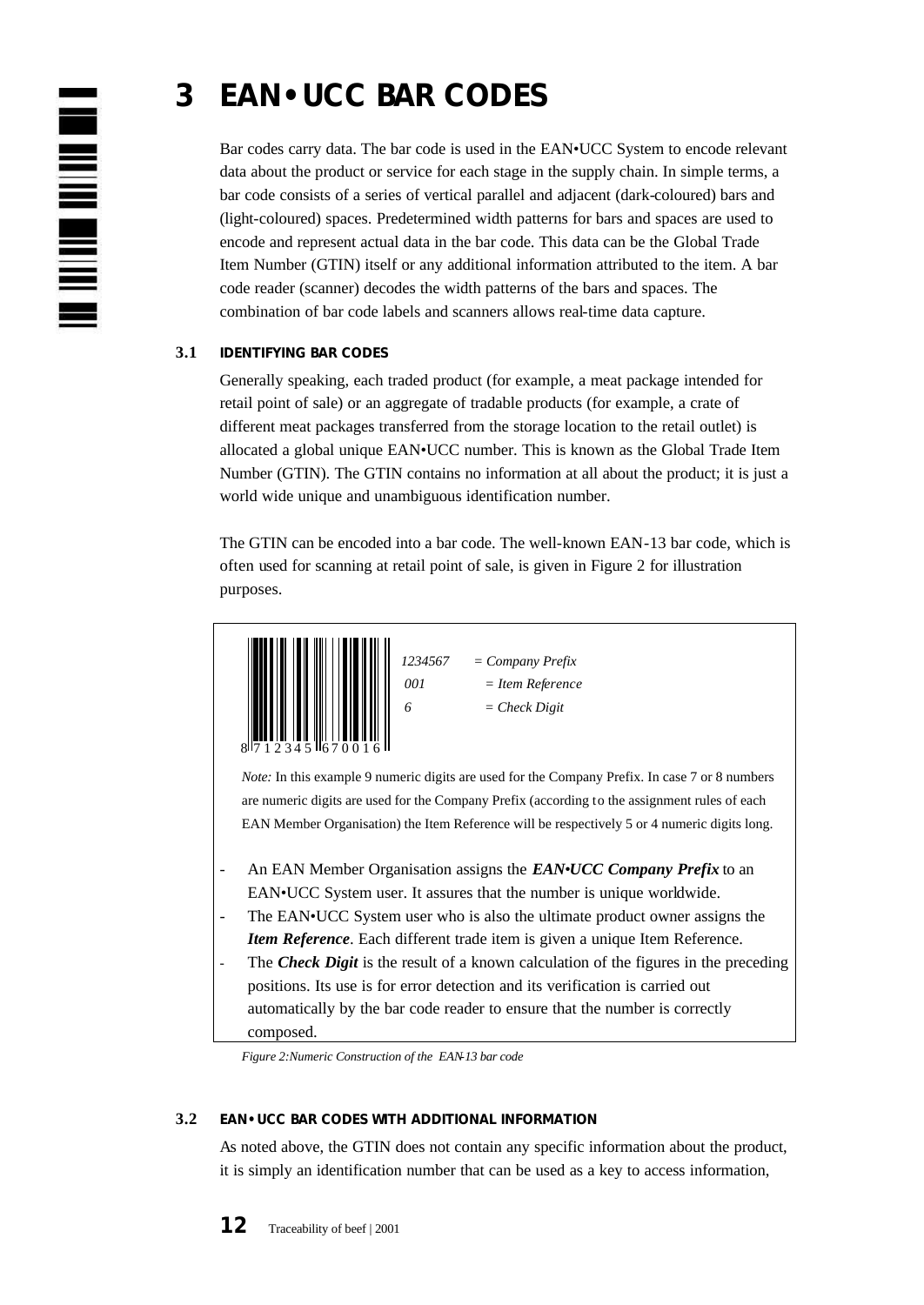# 3 EAN•UCC BAR CODES

Bar codes carry data. The bar code is used in the EAN•UCC System to encode relevant data about the product or service for each stage in the supply chain. In simple terms, a bar code consists of a series of vertical parallel and adjacent (dark-coloured) bars and (light-coloured) spaces. Predetermined width patterns for bars and spaces are used to encode and represent actual data in the bar code. This data can be the Global Trade Item Number (GTIN) itself or any additional information attributed to the item. A bar code reader (scanner) decodes the width patterns of the bars and spaces. The combination of bar code labels and scanners allows real-time data capture.

### 3.1 IDENTIFYING BAR CODES

Generally speaking, each traded product (for example, a meat package intended for retail point of sale) or an aggregate of tradable products (for example, a crate of different meat packages transferred from the storage location to the retail outlet) is allocated a global unique EAN•UCC number. This is known as the Global Trade Item Number (GTIN). The GTIN contains no information at all about the product; it is just a world wide unique and unambiguous identification number.

The GTIN can be encoded into a bar code. The well-known EAN-13 bar code, which is often used for scanning at retail point of sale, is given in Figure 2 for illustration purposes.

8 712345 670016

*1234567* = *Company Prefix*
*001* = *Item Reference*
*6* = *Check Digit*

*Note:* In this example 9 numeric digits are used for the Company Prefix. In case 7 or 8 numbers are numeric digits are used for the Company Prefix (according to the assignment rules of each EAN Member Organisation) the Item Reference will be respectively 5 or 4 numeric digits long.

- An EAN Member Organisation assigns the ***EAN•UCC Company Prefix*** to an EAN•UCC System user. It assures that the number is unique worldwide.
- The EAN•UCC System user who is also the ultimate product owner assigns the ***Item Reference***. Each different trade item is given a unique Item Reference.
- The ***Check Digit*** is the result of a known calculation of the figures in the preceding positions. Its use is for error detection and its verification is carried out automatically by the bar code reader to ensure that the number is correctly composed.

*Figure 2:Numeric Construction of the EAN-13 bar code*

### 3.2 EAN•UCC BAR CODES WITH ADDITIONAL INFORMATION

As noted above, the GTIN does not contain any specific information about the product, it is simply an identification number that can be used as a key to access information,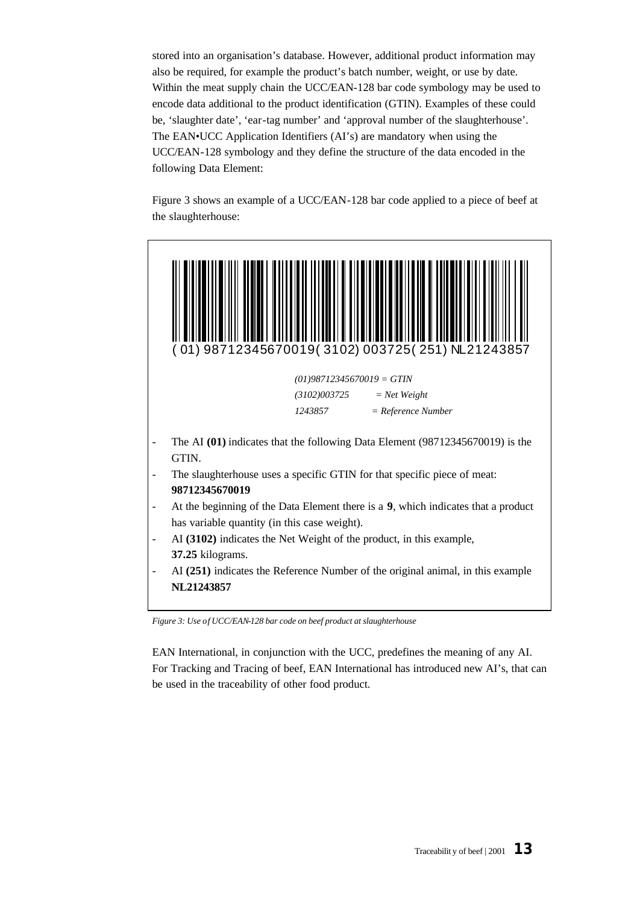stored into an organisation's database. However, additional product information may also be required, for example the product's batch number, weight, or use by date. Within the meat supply chain the UCC/EAN-128 bar code symbology may be used to encode data additional to the product identification (GTIN). Examples of these could be, 'slaughter date', 'ear-tag number' and 'approval number of the slaughterhouse'. The EAN•UCC Application Identifiers (AI's) are mandatory when using the UCC/EAN-128 symbology and they define the structure of the data encoded in the following Data Element:

Figure 3 shows an example of a UCC/EAN-128 bar code applied to a piece of beef at the slaughterhouse:

(01) 98712345670019 (3102) 003725 (251) NL21243857

*(01)98712345670019 = GTIN*

*(3102)003725 = Net Weight*

*1243857 = Reference Number*

- The AI **(01)** indicates that the following Data Element (98712345670019) is the GTIN.
- The slaughterhouse uses a specific GTIN for that specific piece of meat: **98712345670019**
- At the beginning of the Data Element there is a **9**, which indicates that a product has variable quantity (in this case weight).
- AI **(3102)** indicates the Net Weight of the product, in this example, **37.25** kilograms.
- AI **(251)** indicates the Reference Number of the original animal, in this example **NL21243857**

*Figure 3: Use of UCC/EAN-128 bar code on beef product at slaughterhouse*

EAN International, in conjunction with the UCC, predefines the meaning of any AI. For Tracking and Tracing of beef, EAN International has introduced new AI's, that can be used in the traceability of other food product.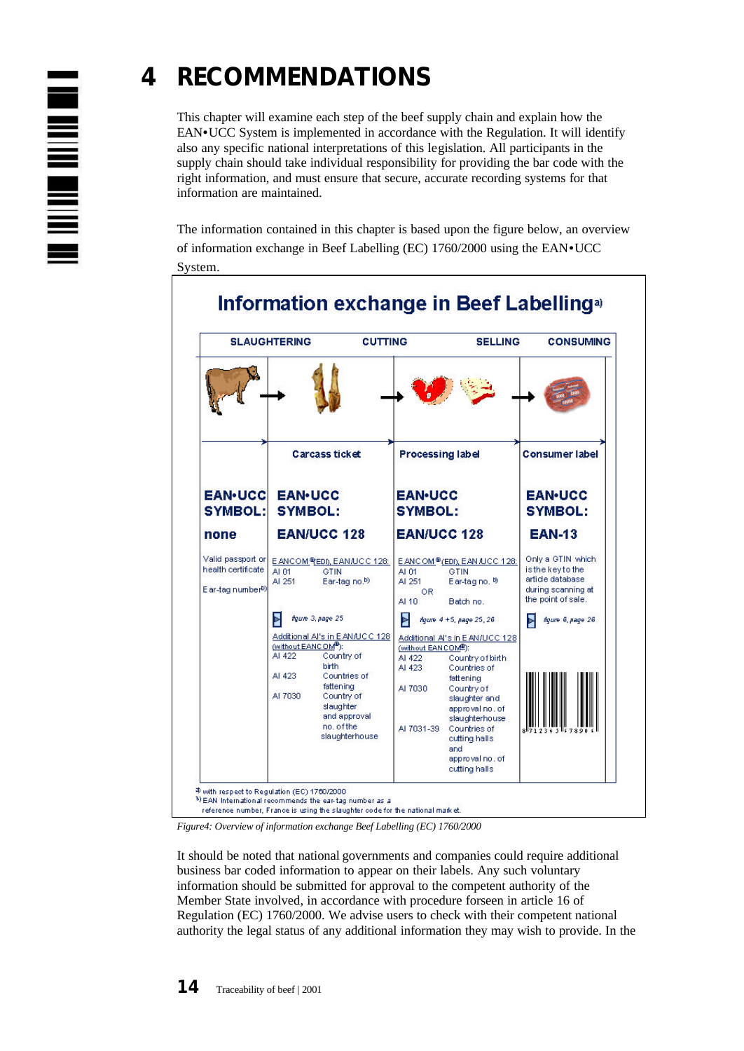# 4 RECOMMENDATIONS

This chapter will examine each step of the beef supply chain and explain how the EAN•UCC System is implemented in accordance with the Regulation. It will identify also any specific national interpretations of this legislation. All participants in the supply chain should take individual responsibility for providing the bar code with the right information, and must ensure that secure, accurate recording systems for that information are maintained.

The information contained in this chapter is based upon the figure below, an overview of information exchange in Beef Labelling (EC) 1760/2000 using the EAN•UCC System.

## Information exchange in Beef Labelling[a]

| SLAUGHTERING | CUTTING | SELLING | CONSUMING |
|---|---|---|---|
| | Carcass ticket | Processing label | Consumer label |
| EAN•UCC SYMBOL: none | EAN•UCC SYMBOL: EAN/UCC 128 | EAN•UCC SYMBOL: EAN/UCC 128 | EAN•UCC SYMBOL: EAN-13 |
| Valid passport or health certificate<br>Ear-tag number[b] | EANCOM® (EDI), EAN/UCC 128:<br>AI 01 GTIN<br>AI 251 Ear-tag no.[b]<br>figure 3, page 25<br>Additional AI's in EAN/UCC 128 (without EANCOM®):<br>AI 422 Country of birth<br>AI 423 Countries of fattening<br>AI 7030 Country of slaughter and approval no. of the slaughterhouse | EANCOM® (EDI), EAN/UCC 128:<br>AI 01 GTIN<br>AI 251 Ear-tag no.[b]<br>OR<br>AI 10 Batch no.<br>figure 4 +5, page 25, 26<br>Additional AI's in EAN/UCC 128 (without EANCOM®):<br>AI 422 Country of birth<br>AI 423 Countries of fattening<br>AI 7030 Country of slaughter and approval no. of slaughterhouse<br>AI 7031-39 Countries of cutting halls and approval no. of cutting halls | Only a GTIN which is the key to the article database during scanning at the point of sale.<br>figure 6, page 26 |

a) with respect to Regulation (EC) 1760/2000
b) EAN International recommends the ear-tag number as a reference number, France is using the slaughter code for the national market.

*Figure4: Overview of information exchange Beef Labelling (EC) 1760/2000*

It should be noted that national governments and companies could require additional business bar coded information to appear on their labels. Any such voluntary information should be submitted for approval to the competent authority of the Member State involved, in accordance with procedure forseen in article 16 of Regulation (EC) 1760/2000. We advise users to check with their competent national authority the legal status of any additional information they may wish to provide. In the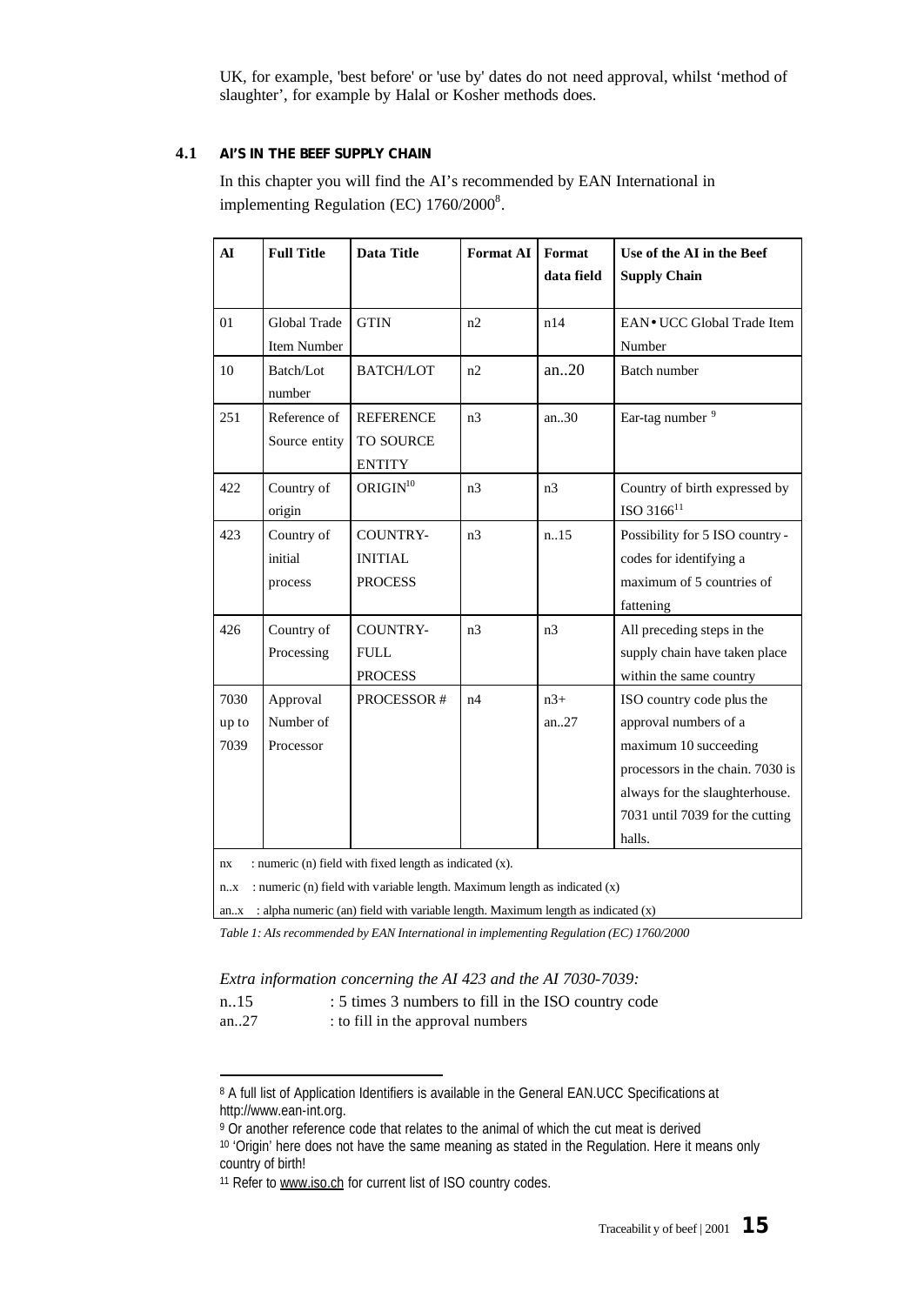UK, for example, 'best before' or 'use by' dates do not need approval, whilst 'method of slaughter', for example by Halal or Kosher methods does.

### 4.1 AI'S IN THE BEEF SUPPLY CHAIN

In this chapter you will find the AI's recommended by EAN International in implementing Regulation (EC) 1760/2000[8].

| AI | Full Title | Data Title | Format AI | Format data field | Use of the AI in the Beef Supply Chain |
|---|---|---|---|---|---|
| 01 | Global Trade Item Number | GTIN | n2 | n14 | EAN• UCC Global Trade Item Number |
| 10 | Batch/Lot number | BATCH/LOT | n2 | an..20 | Batch number |
| 251 | Reference of Source entity | REFERENCE TO SOURCE ENTITY | n3 | an..30 | Ear-tag number [9] |
| 422 | Country of origin | ORIGIN[10] | n3 | n3 | Country of birth expressed by ISO 3166[11] |
| 423 | Country of initial process | COUNTRY-INITIAL PROCESS | n3 | n..15 | Possibility for 5 ISO country-codes for identifying a maximum of 5 countries of fattening |
| 426 | Country of Processing | COUNTRY-FULL PROCESS | n3 | n3 | All preceding steps in the supply chain have taken place within the same country |
| 7030 up to 7039 | Approval Number of Processor | PROCESSOR # | n4 | n3+ an..27 | ISO country code plus the approval numbers of a maximum 10 succeeding processors in the chain. 7030 is always for the slaughterhouse. 7031 until 7039 for the cutting halls. |

nx : numeric (n) field with fixed length as indicated (x).

n..x : numeric (n) field with variable length. Maximum length as indicated (x)

an..x : alpha numeric (an) field with variable length. Maximum length as indicated (x)

*Table 1: AIs recommended by EAN International in implementing Regulation (EC) 1760/2000*

*Extra information concerning the AI 423 and the AI 7030-7039:*

n..15 : 5 times 3 numbers to fill in the ISO country code

an..27 : to fill in the approval numbers

---

[8] A full list of Application Identifiers is available in the General EAN.UCC Specifications at http://www.ean-int.org.

[9] Or another reference code that relates to the animal of which the cut meat is derived

[10] 'Origin' here does not have the same meaning as stated in the Regulation. Here it means only country of birth!

[11] Refer to www.iso.ch for current list of ISO country codes.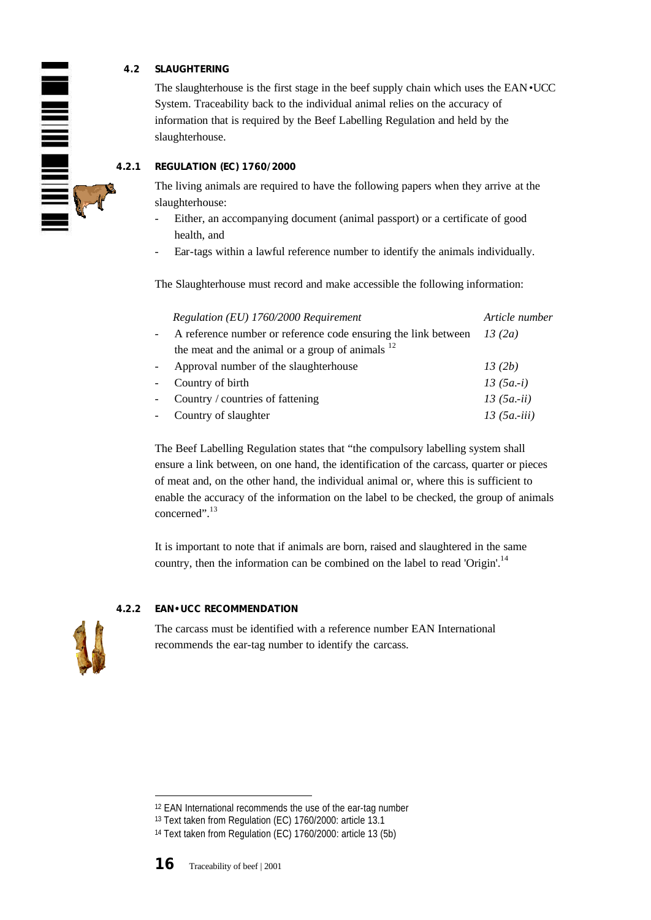### 4.2 SLAUGHTERING

The slaughterhouse is the first stage in the beef supply chain which uses the EAN•UCC System. Traceability back to the individual animal relies on the accuracy of information that is required by the Beef Labelling Regulation and held by the slaughterhouse.

#### 4.2.1 REGULATION (EC) 1760/2000

The living animals are required to have the following papers when they arrive at the slaughterhouse:

- Either, an accompanying document (animal passport) or a certificate of good health, and
- Ear-tags within a lawful reference number to identify the animals individually.

The Slaughterhouse must record and make accessible the following information:

| *Regulation (EU) 1760/2000 Requirement* | *Article number* |
|---|---|
| - A reference number or reference code ensuring the link between the meat and the animal or a group of animals [12] | *13 (2a)* |
| - Approval number of the slaughterhouse | *13 (2b)* |
| - Country of birth | *13 (5a.-i)* |
| - Country / countries of fattening | *13 (5a.-ii)* |
| - Country of slaughter | *13 (5a.-iii)* |

The Beef Labelling Regulation states that "the compulsory labelling system shall ensure a link between, on one hand, the identification of the carcass, quarter or pieces of meat and, on the other hand, the individual animal or, where this is sufficient to enable the accuracy of the information on the label to be checked, the group of animals concerned".[13]

It is important to note that if animals are born, raised and slaughtered in the same country, then the information can be combined on the label to read 'Origin'.[14]

#### 4.2.2 EAN•UCC RECOMMENDATION

The carcass must be identified with a reference number EAN International recommends the ear-tag number to identify the carcass.

---

[12] EAN International recommends the use of the ear-tag number

[13] Text taken from Regulation (EC) 1760/2000: article 13.1

[14] Text taken from Regulation (EC) 1760/2000: article 13 (5b)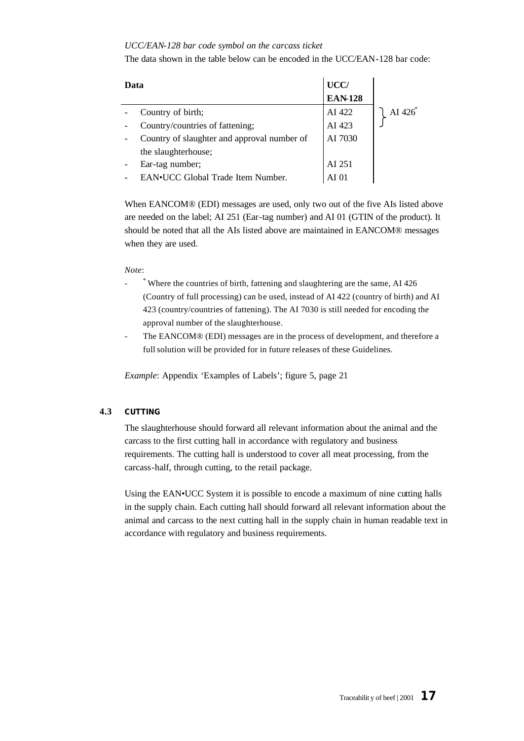*UCC/EAN-128 bar code symbol on the carcass ticket*

The data shown in the table below can be encoded in the UCC/EAN-128 bar code:

| Data | UCC/ EAN-128 | |
|---|---|---|
| - Country of birth; | AI 422 | AI 426* |
| - Country/countries of fattening; | AI 423 | |
| - Country of slaughter and approval number of the slaughterhouse; | AI 7030 | |
| - Ear-tag number; | AI 251 | |
| - EAN•UCC Global Trade Item Number. | AI 01 | |

When EANCOM® (EDI) messages are used, only two out of the five AIs listed above are needed on the label; AI 251 (Ear-tag number) and AI 01 (GTIN of the product). It should be noted that all the AIs listed above are maintained in EANCOM® messages when they are used.

*Note*:

- * Where the countries of birth, fattening and slaughtering are the same, AI 426 (Country of full processing) can be used, instead of AI 422 (country of birth) and AI 423 (country/countries of fattening). The AI 7030 is still needed for encoding the approval number of the slaughterhouse.
- The EANCOM® (EDI) messages are in the process of development, and therefore a full solution will be provided for in future releases of these Guidelines.

*Example*: Appendix 'Examples of Labels'; figure 5, page 21

### 4.3 CUTTING

The slaughterhouse should forward all relevant information about the animal and the carcass to the first cutting hall in accordance with regulatory and business requirements. The cutting hall is understood to cover all meat processing, from the carcass-half, through cutting, to the retail package.

Using the EAN•UCC System it is possible to encode a maximum of nine cutting halls in the supply chain. Each cutting hall should forward all relevant information about the animal and carcass to the next cutting hall in the supply chain in human readable text in accordance with regulatory and business requirements.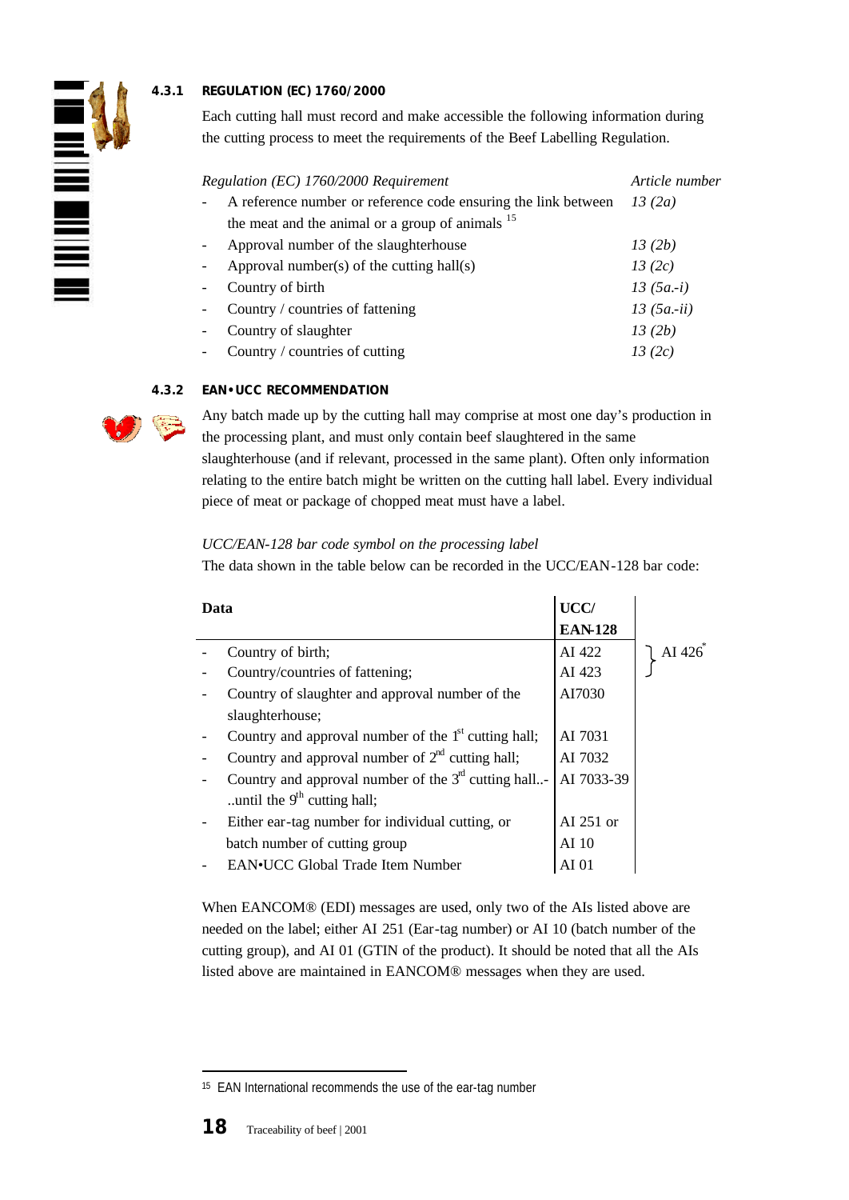### 4.3.1 REGULATION (EC) 1760/2000

Each cutting hall must record and make accessible the following information during the cutting process to meet the requirements of the Beef Labelling Regulation.

| *Regulation (EC) 1760/2000 Requirement* | *Article number* |
|---|---|
| - A reference number or reference code ensuring the link between the meat and the animal or a group of animals [15] | *13 (2a)* |
| - Approval number of the slaughterhouse | *13 (2b)* |
| - Approval number(s) of the cutting hall(s) | *13 (2c)* |
| - Country of birth | *13 (5a.-i)* |
| - Country / countries of fattening | *13 (5a.-ii)* |
| - Country of slaughter | *13 (2b)* |
| - Country / countries of cutting | *13 (2c)* |

### 4.3.2 EAN•UCC RECOMMENDATION

Any batch made up by the cutting hall may comprise at most one day's production in the processing plant, and must only contain beef slaughtered in the same slaughterhouse (and if relevant, processed in the same plant). Often only information relating to the entire batch might be written on the cutting hall label. Every individual piece of meat or package of chopped meat must have a label.

*UCC/EAN-128 bar code symbol on the processing label*

The data shown in the table below can be recorded in the UCC/EAN-128 bar code:

| Data | UCC/ EAN-128 | |
|---|---|---|
| - Country of birth; | AI 422 | AI 426* |
| - Country/countries of fattening; | AI 423 | |
| - Country of slaughter and approval number of the slaughterhouse; | AI7030 | |
| - Country and approval number of the 1st cutting hall; | AI 7031 | |
| - Country and approval number of 2nd cutting hall; | AI 7032 | |
| - Country and approval number of the 3rd cutting hall..- ..until the 9th cutting hall; | AI 7033-39 | |
| - Either ear-tag number for individual cutting, or batch number of cutting group | AI 251 or AI 10 | |
| - EAN•UCC Global Trade Item Number | AI 01 | |

When EANCOM® (EDI) messages are used, only two of the AIs listed above are needed on the label; either AI 251 (Ear-tag number) or AI 10 (batch number of the cutting group), and AI 01 (GTIN of the product). It should be noted that all the AIs listed above are maintained in EANCOM® messages when they are used.

---

[15] EAN International recommends the use of the ear-tag number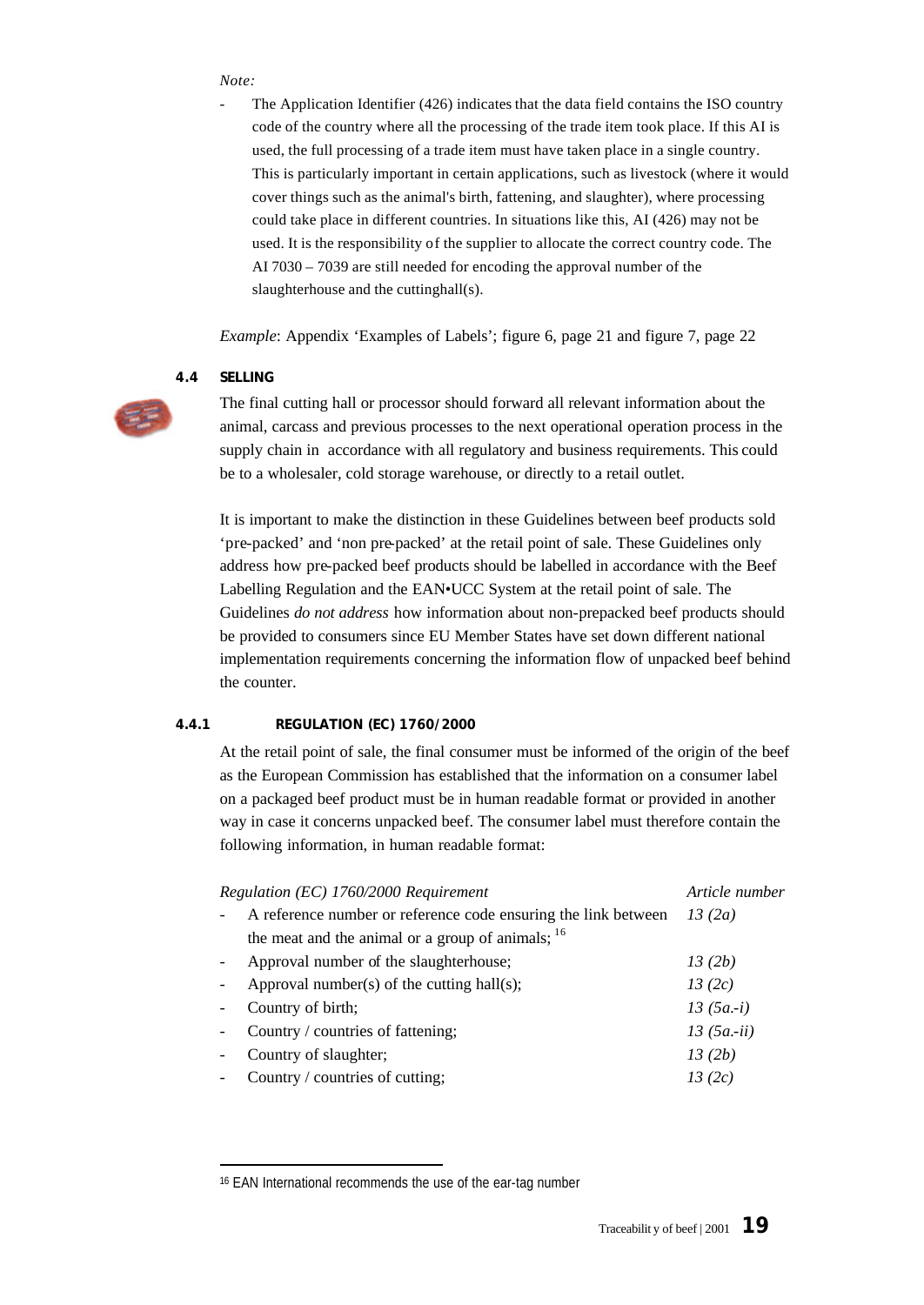*Note:*

- The Application Identifier (426) indicates that the data field contains the ISO country code of the country where all the processing of the trade item took place. If this AI is used, the full processing of a trade item must have taken place in a single country. This is particularly important in certain applications, such as livestock (where it would cover things such as the animal's birth, fattening, and slaughter), where processing could take place in different countries. In situations like this, AI (426) may not be used. It is the responsibility of the supplier to allocate the correct country code. The AI 7030 – 7039 are still needed for encoding the approval number of the slaughterhouse and the cuttinghall(s).

*Example*: Appendix 'Examples of Labels'; figure 6, page 21 and figure 7, page 22

### 4.4 SELLING

The final cutting hall or processor should forward all relevant information about the animal, carcass and previous processes to the next operational operation process in the supply chain in accordance with all regulatory and business requirements. This could be to a wholesaler, cold storage warehouse, or directly to a retail outlet.

It is important to make the distinction in these Guidelines between beef products sold 'pre-packed' and 'non pre-packed' at the retail point of sale. These Guidelines only address how pre-packed beef products should be labelled in accordance with the Beef Labelling Regulation and the EAN•UCC System at the retail point of sale. The Guidelines *do not address* how information about non-prepacked beef products should be provided to consumers since EU Member States have set down different national implementation requirements concerning the information flow of unpacked beef behind the counter.

#### 4.4.1 REGULATION (EC) 1760/2000

At the retail point of sale, the final consumer must be informed of the origin of the beef as the European Commission has established that the information on a consumer label on a packaged beef product must be in human readable format or provided in another way in case it concerns unpacked beef. The consumer label must therefore contain the following information, in human readable format:

| *Regulation (EC) 1760/2000 Requirement* | *Article number* |
|---|---|
| - A reference number or reference code ensuring the link between the meat and the animal or a group of animals; [16] | *13 (2a)* |
| - Approval number of the slaughterhouse; | *13 (2b)* |
| - Approval number(s) of the cutting hall(s); | *13 (2c)* |
| - Country of birth; | *13 (5a.-i)* |
| - Country / countries of fattening; | *13 (5a.-ii)* |
| - Country of slaughter; | *13 (2b)* |
| - Country / countries of cutting; | *13 (2c)* |

[16] EAN International recommends the use of the ear-tag number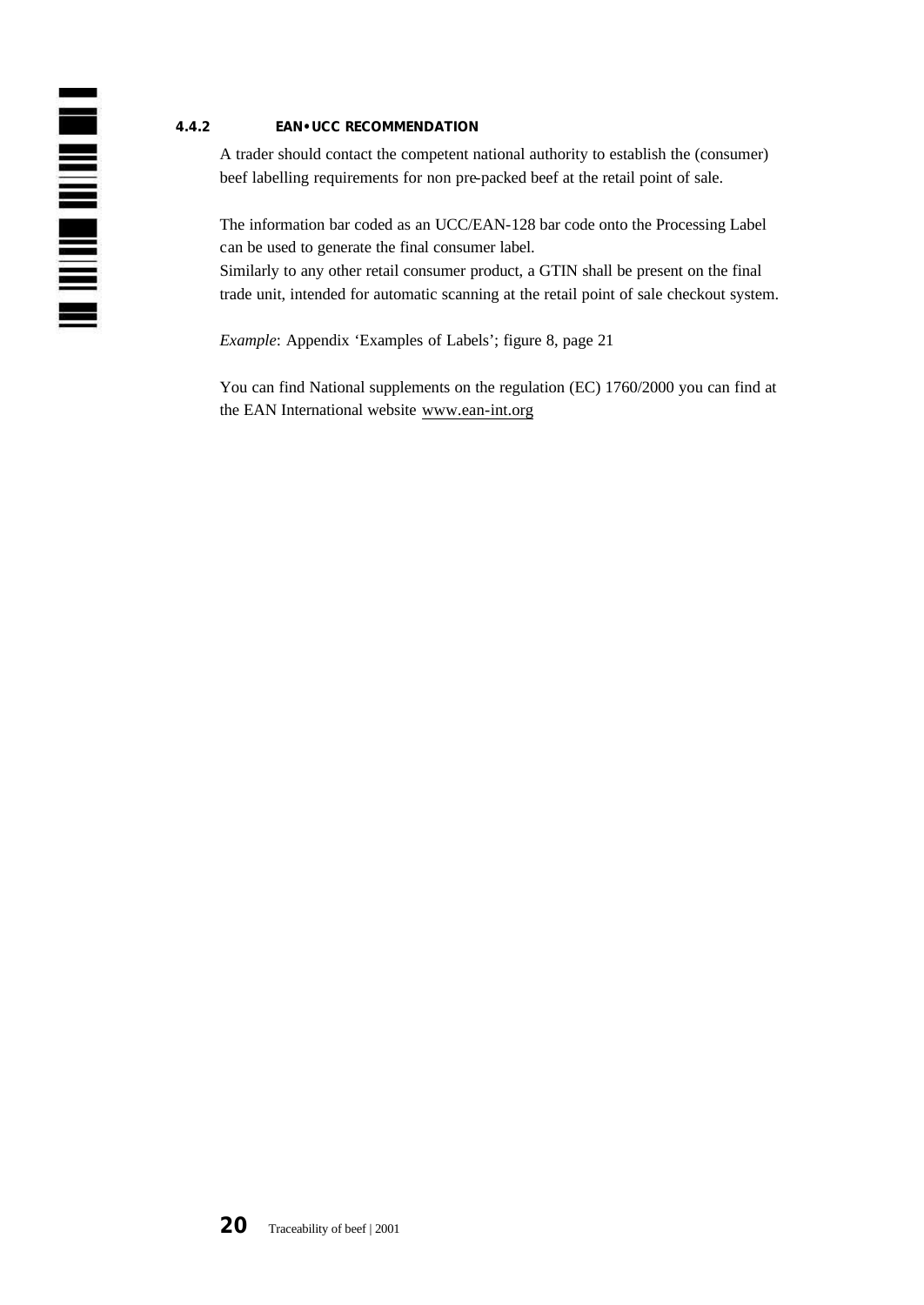### 4.4.2 EAN•UCC RECOMMENDATION

A trader should contact the competent national authority to establish the (consumer) beef labelling requirements for non pre-packed beef at the retail point of sale.

The information bar coded as an UCC/EAN-128 bar code onto the Processing Label can be used to generate the final consumer label.
Similarly to any other retail consumer product, a GTIN shall be present on the final trade unit, intended for automatic scanning at the retail point of sale checkout system.

*Example*: Appendix 'Examples of Labels'; figure 8, page 21

You can find National supplements on the regulation (EC) 1760/2000 you can find at the EAN International website www.ean-int.org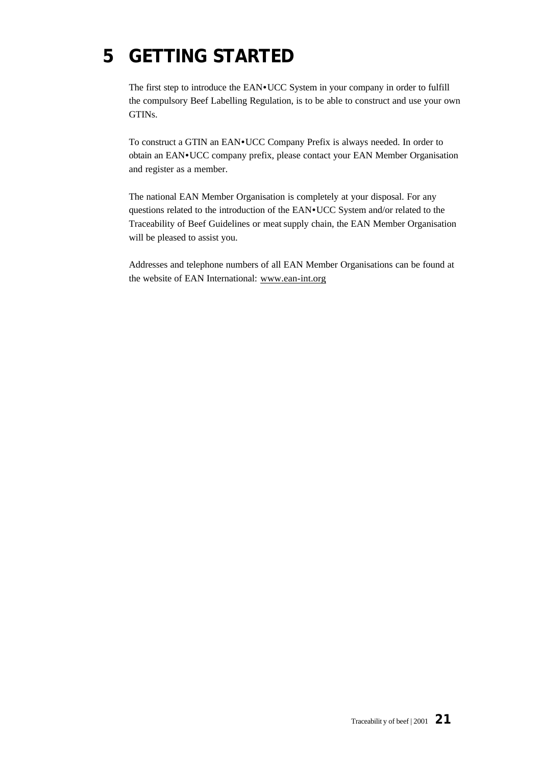# 5 GETTING STARTED

The first step to introduce the EAN•UCC System in your company in order to fulfill the compulsory Beef Labelling Regulation, is to be able to construct and use your own GTINs.

To construct a GTIN an EAN•UCC Company Prefix is always needed. In order to obtain an EAN•UCC company prefix, please contact your EAN Member Organisation and register as a member.

The national EAN Member Organisation is completely at your disposal. For any questions related to the introduction of the EAN•UCC System and/or related to the Traceability of Beef Guidelines or meat supply chain, the EAN Member Organisation will be pleased to assist you.

Addresses and telephone numbers of all EAN Member Organisations can be found at the website of EAN International: www.ean-int.org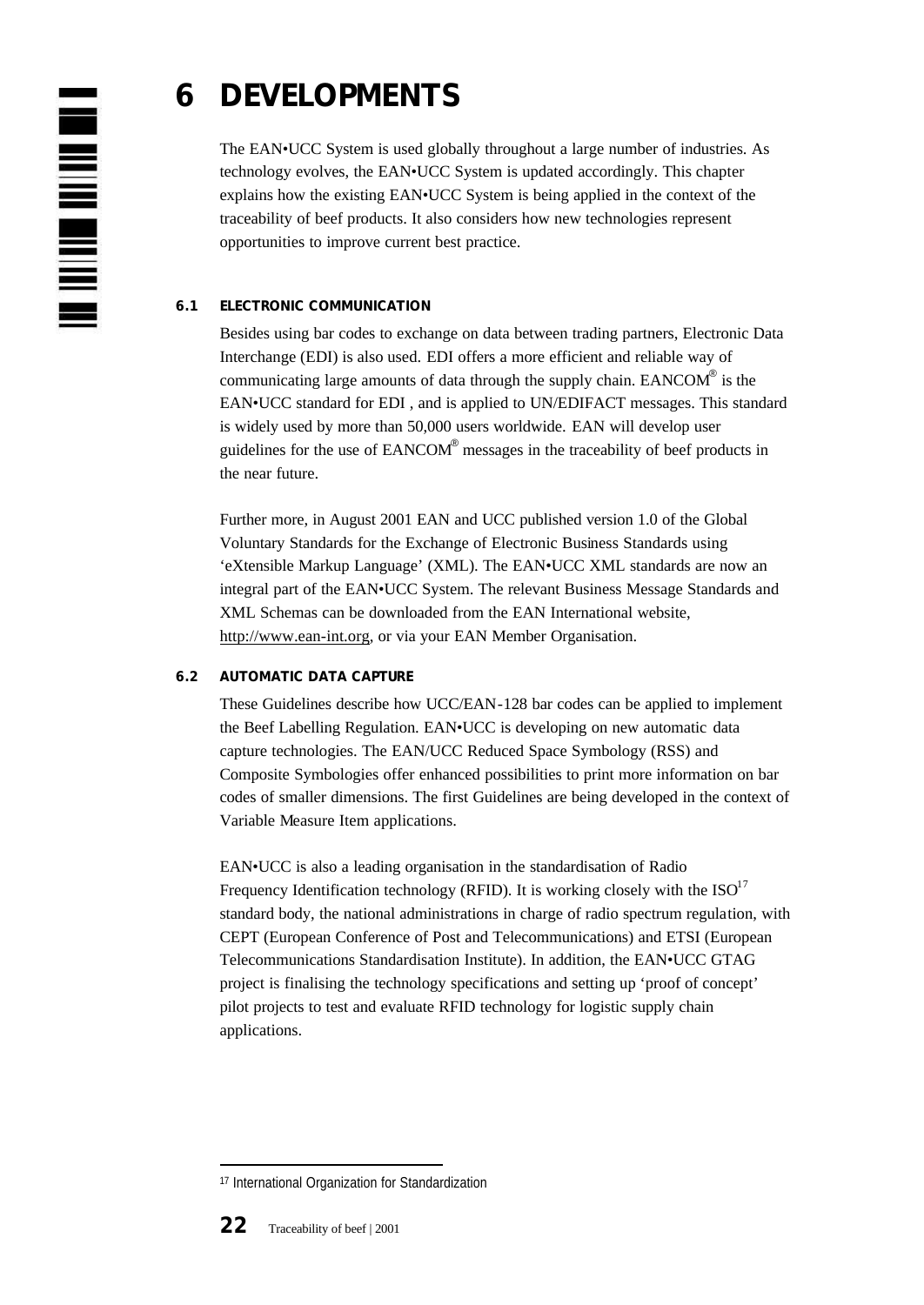# 6 DEVELOPMENTS

The EAN•UCC System is used globally throughout a large number of industries. As technology evolves, the EAN•UCC System is updated accordingly. This chapter explains how the existing EAN•UCC System is being applied in the context of the traceability of beef products. It also considers how new technologies represent opportunities to improve current best practice.

### 6.1 ELECTRONIC COMMUNICATION

Besides using bar codes to exchange on data between trading partners, Electronic Data Interchange (EDI) is also used. EDI offers a more efficient and reliable way of communicating large amounts of data through the supply chain. EANCOM® is the EAN•UCC standard for EDI , and is applied to UN/EDIFACT messages. This standard is widely used by more than 50,000 users worldwide. EAN will develop user guidelines for the use of EANCOM® messages in the traceability of beef products in the near future.

Further more, in August 2001 EAN and UCC published version 1.0 of the Global Voluntary Standards for the Exchange of Electronic Business Standards using 'eXtensible Markup Language' (XML). The EAN•UCC XML standards are now an integral part of the EAN•UCC System. The relevant Business Message Standards and XML Schemas can be downloaded from the EAN International website, http://www.ean-int.org, or via your EAN Member Organisation.

### 6.2 AUTOMATIC DATA CAPTURE

These Guidelines describe how UCC/EAN-128 bar codes can be applied to implement the Beef Labelling Regulation. EAN•UCC is developing on new automatic data capture technologies. The EAN/UCC Reduced Space Symbology (RSS) and Composite Symbologies offer enhanced possibilities to print more information on bar codes of smaller dimensions. The first Guidelines are being developed in the context of Variable Measure Item applications.

EAN•UCC is also a leading organisation in the standardisation of Radio Frequency Identification technology (RFID). It is working closely with the ISO[17] standard body, the national administrations in charge of radio spectrum regulation, with CEPT (European Conference of Post and Telecommunications) and ETSI (European Telecommunications Standardisation Institute). In addition, the EAN•UCC GTAG project is finalising the technology specifications and setting up 'proof of concept' pilot projects to test and evaluate RFID technology for logistic supply chain applications.

---

[17] International Organization for Standardization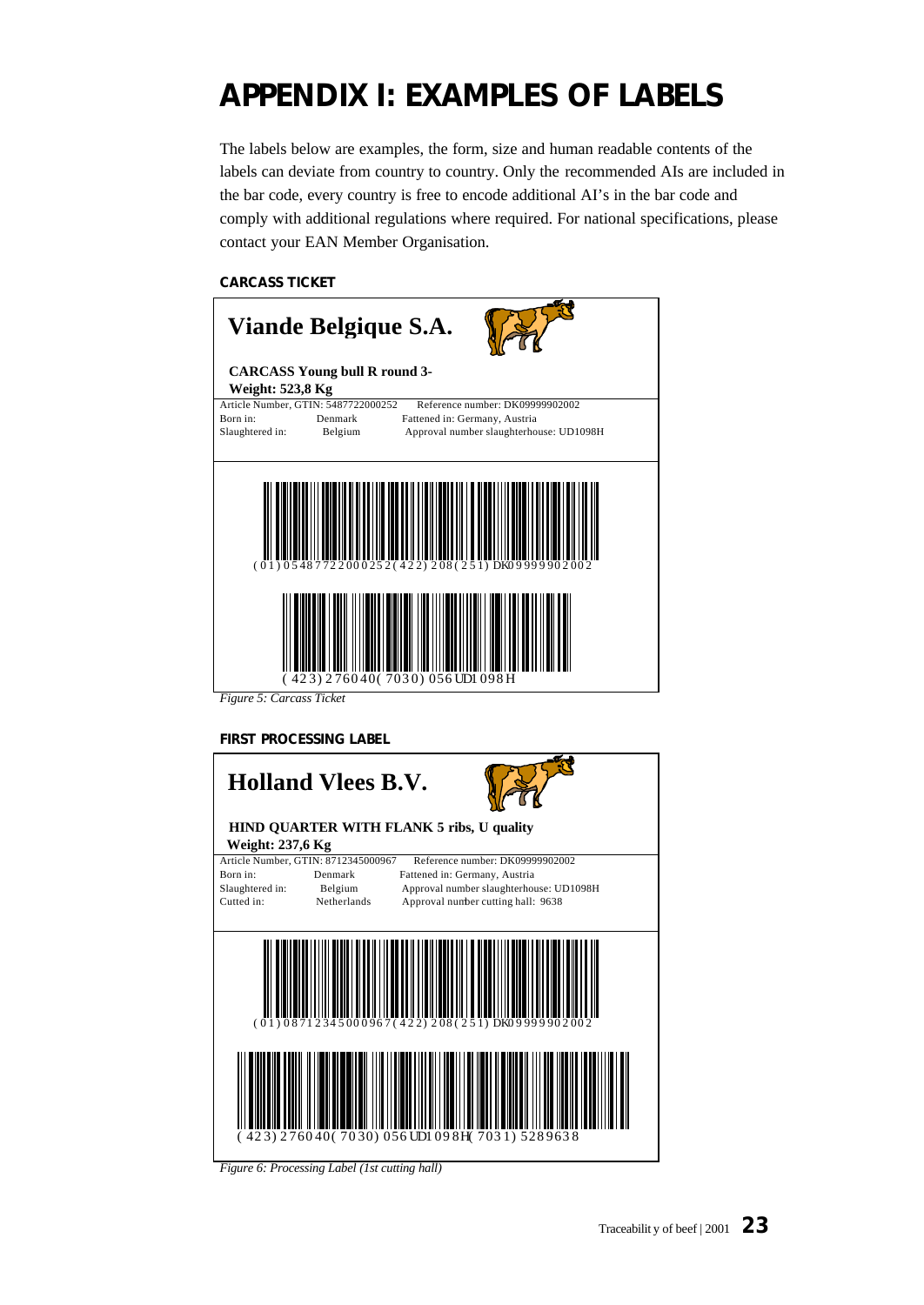# APPENDIX I: EXAMPLES OF LABELS

The labels below are examples, the form, size and human readable contents of the labels can deviate from country to country. Only the recommended AIs are included in the bar code, every country is free to encode additional AI's in the bar code and comply with additional regulations where required. For national specifications, please contact your EAN Member Organisation.

### CARCASS TICKET

**Viande Belgique S.A.**

**CARCASS Young bull R round 3-**
**Weight: 523,8 Kg**

Article Number, GTIN: 5487722000252 Reference number: DK09999902002
Born in: Denmark Fattened in: Germany, Austria
Slaughtered in: Belgium Approval number slaughterhouse: UD1098H

(01) 05487722000252 (422) 208 (251) DK09999902002

(423) 276040 (7030) 056 UD1098H

*Figure 5: Carcass Ticket*

### FIRST PROCESSING LABEL

**Holland Vlees B.V.**

**HIND QUARTER WITH FLANK 5 ribs, U quality**
**Weight: 237,6 Kg**

Article Number, GTIN: 8712345000967 Reference number: DK09999902002
Born in: Denmark Fattened in: Germany, Austria
Slaughtered in: Belgium Approval number slaughterhouse: UD1098H
Cutted in: Netherlands Approval number cutting hall: 9638

(01) 08712345000967 (422) 208 (251) DK09999902002

(423) 276040 (7030) 056 UD1098H (7031) 5289638

*Figure 6: Processing Label (1st cutting hall)*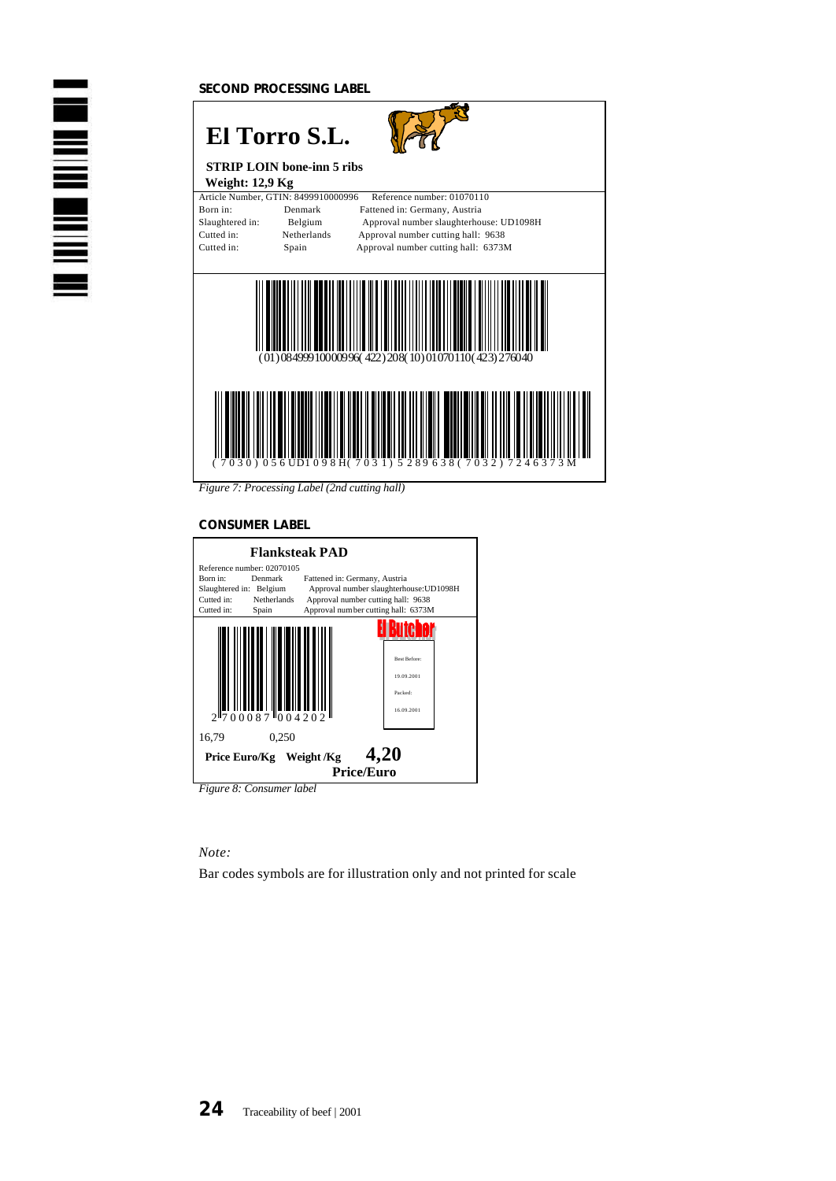**SECOND PROCESSING LABEL**

**El Torro S.L.**

**STRIP LOIN bone-inn 5 ribs**
**Weight: 12,9 Kg**

Article Number, GTIN: 8499910000996 Reference number: 01070110

| | | |
|---|---|---|
| Born in: | Denmark | Fattened in: Germany, Austria |
| Slaughtered in: | Belgium | Approval number slaughterhouse: UD1098H |
| Cutted in: | Netherlands | Approval number cutting hall: 9638 |
| Cutted in: | Spain | Approval number cutting hall: 6373M |

(01)08499910000996(422)208(10)01070110(423)276040

(7030)056UD1098H(7031)5289638(7032)7246373M

*Figure 7: Processing Label (2nd cutting hall)*

**CONSUMER LABEL**

**Flanksteak PAD**

Reference number: 02070105

| | | |
|---|---|---|
| Born in: | Denmark | Fattened in: Germany, Austria |
| Slaughtered in: | Belgium | Approval number slaughterhouse:UD1098H |
| Cutted in: | Netherlands | Approval number cutting hall: 9638 |
| Cutted in: | Spain | Approval number cutting hall: 6373M |

El Butcher

Best Before:
19.09.2001
Packed:
16.09.2001

2 700087 004202

| | | |
|---|---|---|
| 16,79 | 0,250 | |
| **Price Euro/Kg** | **Weight /Kg** | **4,20** **Price/Euro** |

*Figure 8: Consumer label*

*Note:*

Bar codes symbols are for illustration only and not printed for scale